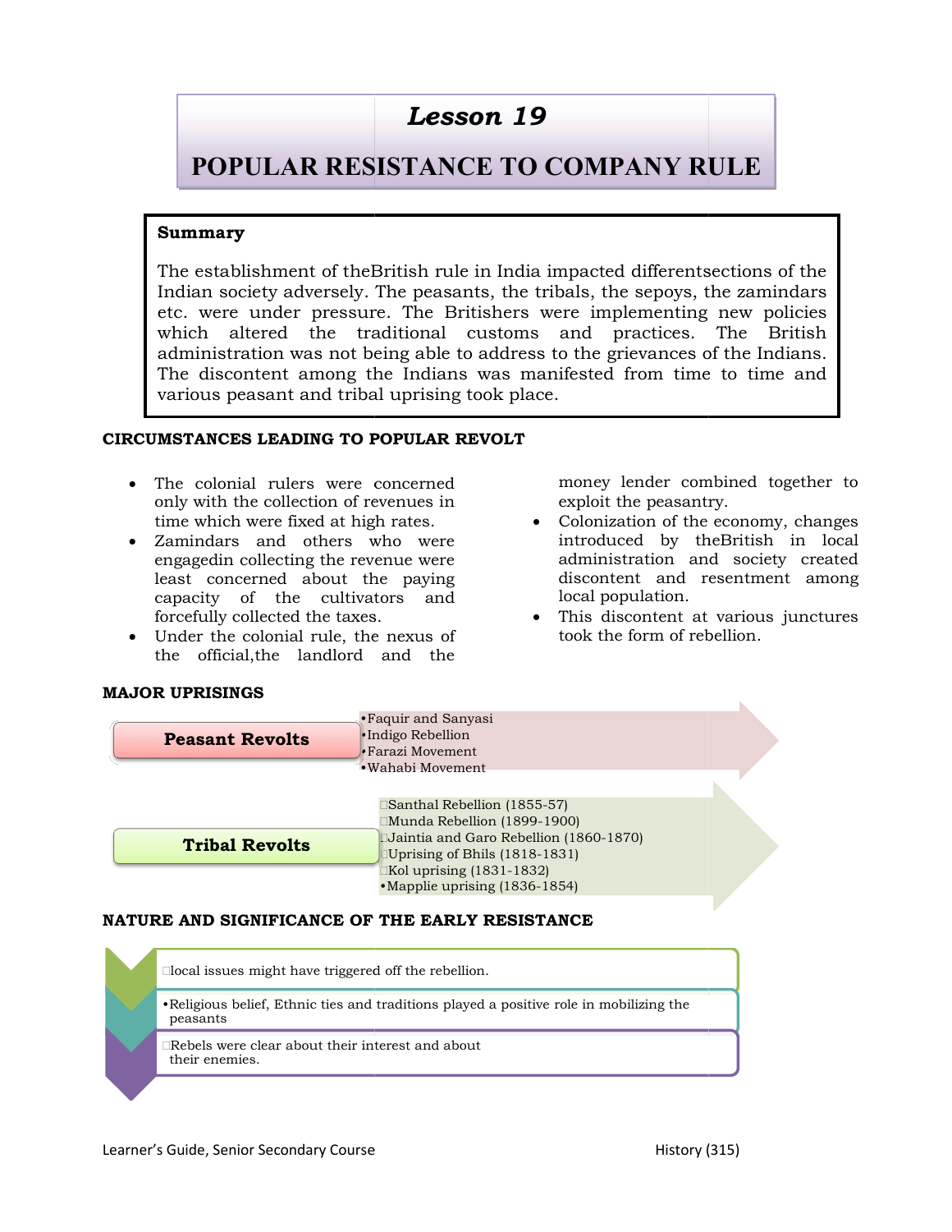# Lesson 19

# POPULAR RESISTANCE TO COMPANY RULE

**Summary**

The establishment of theBritish rule in India impacted differentsections of the Indian society adversely. The peasants, the tribals, the sepoys, the zamindars etc. were under pressure. The Britishers were implementing new policies which altered the traditional customs and practices. The British administration was not being able to address to the grievances of the Indians. The discontent among the Indians was manifested from time to time and various peasant and tribal uprising took place.

## CIRCUMSTANCES LEADING TO POPULAR REVOLT

- The colonial rulers were concerned only with the collection of revenues in time which were fixed at high rates.
- Zamindars and others who were engagedin collecting the revenue were least concerned about the paying capacity of the cultivators and forcefully collected the taxes.
- Under the colonial rule, the nexus of the official,the landlord and the money lender combined together to exploit the peasantry.
- Colonization of the economy, changes introduced by theBritish in local administration and society created discontent and resentment among local population.
- This discontent at various junctures took the form of rebellion.

## MAJOR UPRISINGS

**Peasant Revolts**

- Faquir and Sanyasi
- Indigo Rebellion
- Farazi Movement
- Wahabi Movement

**Tribal Revolts**

- Santhal Rebellion (1855-57)
- Munda Rebellion (1899-1900)
- Jaintia and Garo Rebellion (1860-1870)
- Uprising of Bhils (1818-1831)
- Kol uprising (1831-1832)
- Mapplie uprising (1836-1854)

## NATURE AND SIGNIFICANCE OF THE EARLY RESISTANCE

- local issues might have triggered off the rebellion.
- Religious belief, Ethnic ties and traditions played a positive role in mobilizing the peasants
- Rebels were clear about their interest and about their enemies.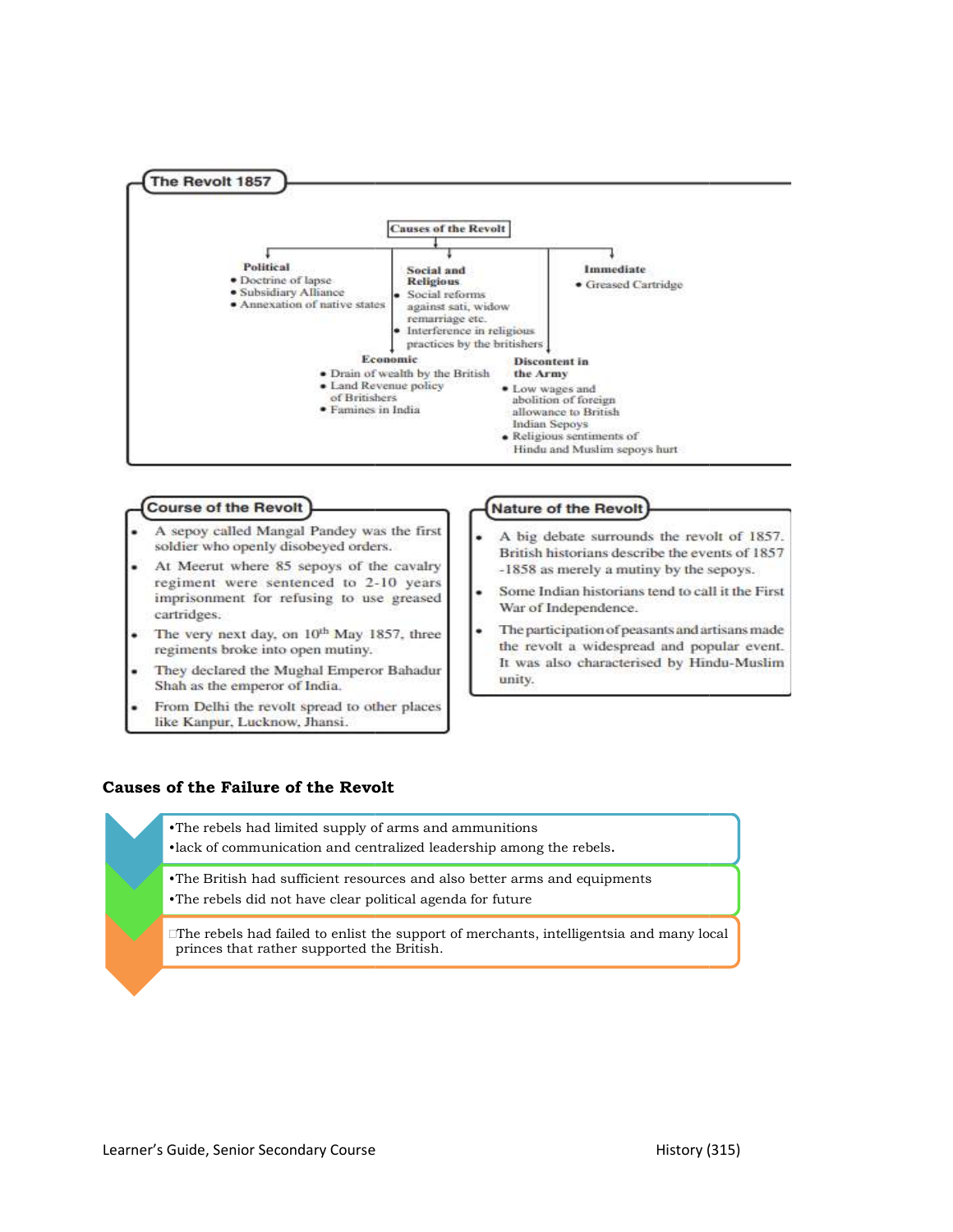## The Revolt 1857

### Causes of the Revolt

**Political**
- Doctrine of lapse
- Subsidiary Alliance
- Annexation of native states

**Social and Religious**
- Social reforms against sati, widow remarriage etc.
- Interference in religious practices by the britishers

**Immediate**
- Greased Cartridge

**Economic**
- Drain of wealth by the British
- Land Revenue policy of Britishers
- Famines in India

**Discontent in the Army**
- Low wages and abolition of foreign allowance to British Indian Sepoys
- Religious sentiments of Hindu and Muslim sepoys hurt

## Course of the Revolt

- A sepoy called Mangal Pandey was the first soldier who openly disobeyed orders.
- At Meerut where 85 sepoys of the cavalry regiment were sentenced to 2-10 years imprisonment for refusing to use greased cartridges.
- The very next day, on 10th May 1857, three regiments broke into open mutiny.
- They declared the Mughal Emperor Bahadur Shah as the emperor of India.
- From Delhi the revolt spread to other places like Kanpur, Lucknow, Jhansi.

## Nature of the Revolt

- A big debate surrounds the revolt of 1857. British historians describe the events of 1857 -1858 as merely a mutiny by the sepoys.
- Some Indian historians tend to call it the First War of Independence.
- The participation of peasants and artisans made the revolt a widespread and popular event. It was also characterised by Hindu-Muslim unity.

### Causes of the Failure of the Revolt

- The rebels had limited supply of arms and ammunitions
- lack of communication and centralized leadership among the rebels.
- The British had sufficient resources and also better arms and equipments
- The rebels did not have clear political agenda for future
- The rebels had failed to enlist the support of merchants, intelligentsia and many local princes that rather supported the British.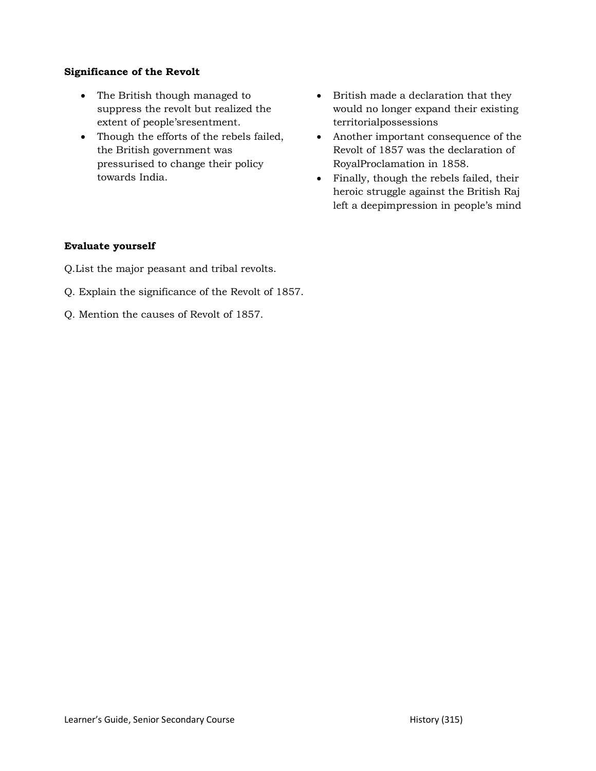**Significance of the Revolt**

- The British though managed to suppress the revolt but realized the extent of people'sresentment.
- Though the efforts of the rebels failed, the British government was pressurised to change their policy towards India.
- British made a declaration that they would no longer expand their existing territorialpossessions
- Another important consequence of the Revolt of 1857 was the declaration of RoyalProclamation in 1858.
- Finally, though the rebels failed, their heroic struggle against the British Raj left a deepimpression in people's mind

**Evaluate yourself**

Q.List the major peasant and tribal revolts.

Q. Explain the significance of the Revolt of 1857.

Q. Mention the causes of Revolt of 1857.